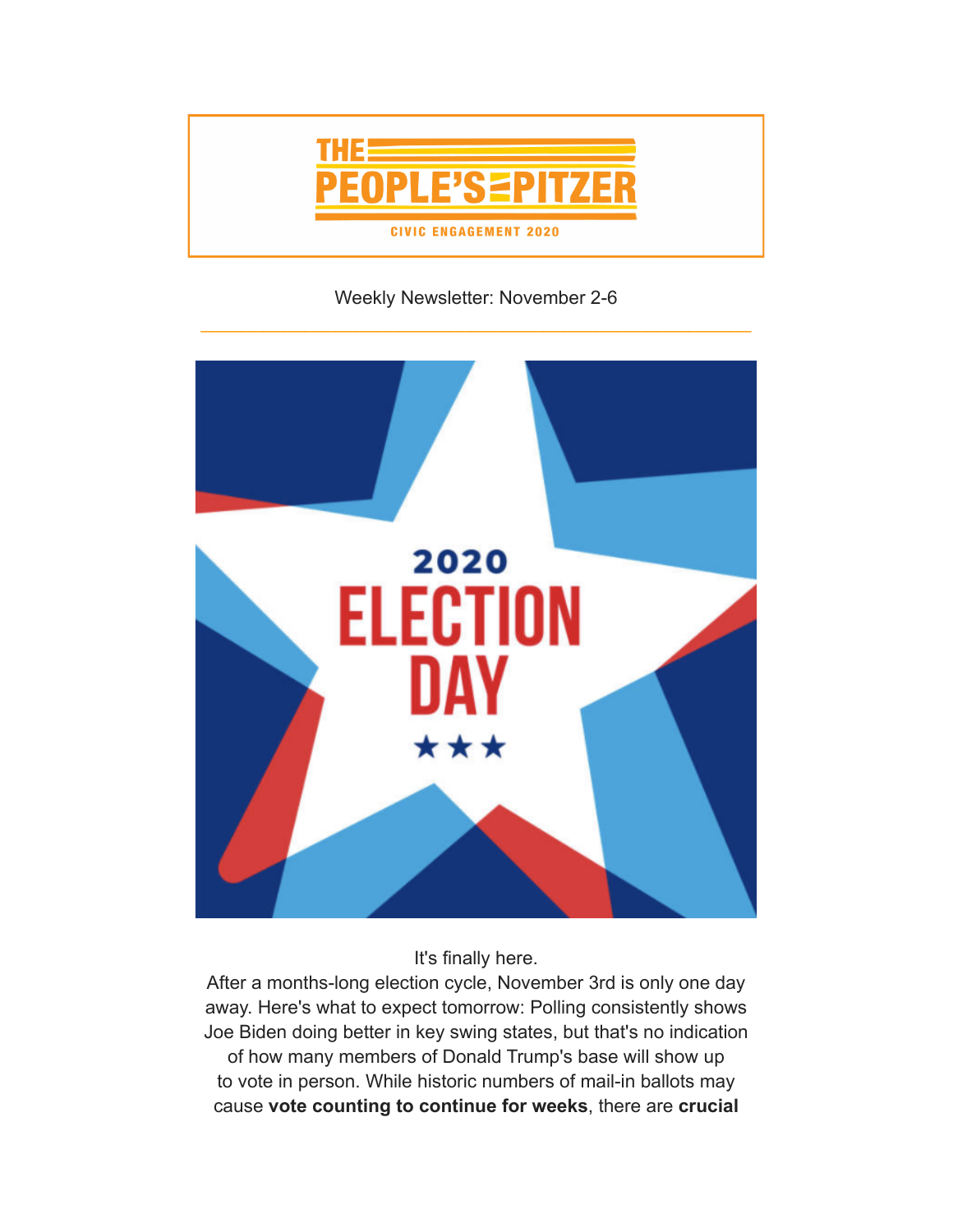# THE PEOPLE'S PITZER

CIVIC ENGAGEMENT 2020

Weekly Newsletter: November 2-6

2020 ELECTION DAY

It's finally here.

After a months-long election cycle, November 3rd is only one day away. Here's what to expect tomorrow: Polling consistently shows Joe Biden doing better in key swing states, but that's no indication of how many members of Donald Trump's base will show up to vote in person. While historic numbers of mail-in ballots may cause **vote counting to continue for weeks**, there are **crucial**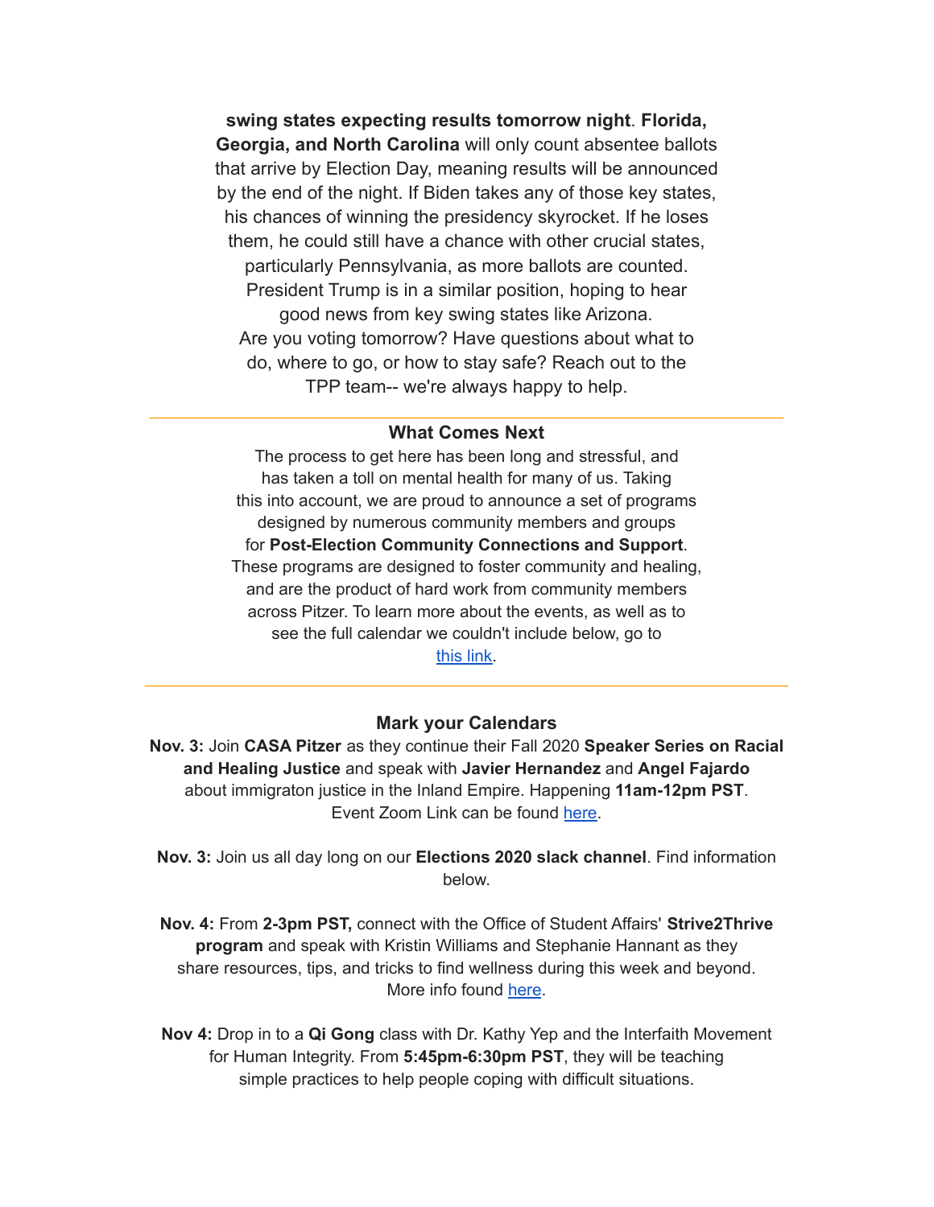**swing states expecting results tomorrow night**. **Florida, Georgia, and North Carolina** will only count absentee ballots that arrive by Election Day, meaning results will be announced by the end of the night. If Biden takes any of those key states, his chances of winning the presidency skyrocket. If he loses them, he could still have a chance with other crucial states, particularly Pennsylvania, as more ballots are counted. President Trump is in a similar position, hoping to hear good news from key swing states like Arizona.
Are you voting tomorrow? Have questions about what to do, where to go, or how to stay safe? Reach out to the TPP team-- we're always happy to help.

---

### What Comes Next

The process to get here has been long and stressful, and has taken a toll on mental health for many of us. Taking this into account, we are proud to announce a set of programs designed by numerous community members and groups for **Post-Election Community Connections and Support**. These programs are designed to foster community and healing, and are the product of hard work from community members across Pitzer. To learn more about the events, as well as to see the full calendar we couldn't include below, go to this link.

---

### Mark your Calendars

**Nov. 3:** Join **CASA Pitzer** as they continue their Fall 2020 **Speaker Series on Racial and Healing Justice** and speak with **Javier Hernandez** and **Angel Fajardo** about immigraton justice in the Inland Empire. Happening **11am-12pm PST**. Event Zoom Link can be found here.

**Nov. 3:** Join us all day long on our **Elections 2020 slack channel**. Find information below.

**Nov. 4:** From **2-3pm PST,** connect with the Office of Student Affairs' **Strive2Thrive program** and speak with Kristin Williams and Stephanie Hannant as they share resources, tips, and tricks to find wellness during this week and beyond. More info found here.

**Nov 4:** Drop in to a **Qi Gong** class with Dr. Kathy Yep and the Interfaith Movement for Human Integrity. From **5:45pm-6:30pm PST**, they will be teaching simple practices to help people coping with difficult situations.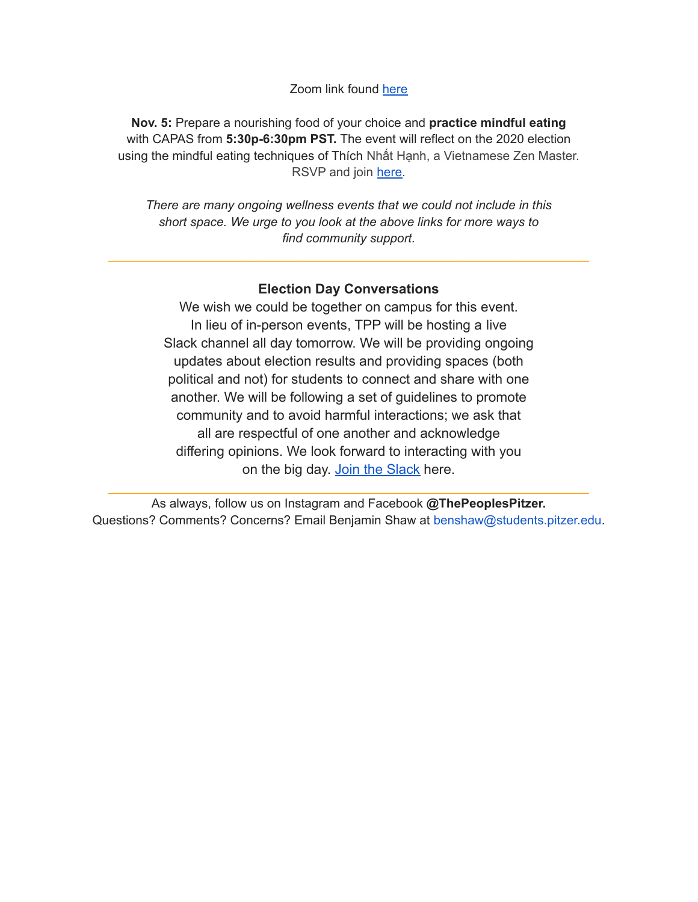Zoom link found here

**Nov. 5:** Prepare a nourishing food of your choice and **practice mindful eating** with CAPAS from **5:30p-6:30pm PST.** The event will reflect on the 2020 election using the mindful eating techniques of Thích Nhất Hạnh, a Vietnamese Zen Master. RSVP and join here.

*There are many ongoing wellness events that we could not include in this short space. We urge to you look at the above links for more ways to find community support.*

---

**Election Day Conversations**

We wish we could be together on campus for this event. In lieu of in-person events, TPP will be hosting a live Slack channel all day tomorrow. We will be providing ongoing updates about election results and providing spaces (both political and not) for students to connect and share with one another. We will be following a set of guidelines to promote community and to avoid harmful interactions; we ask that all are respectful of one another and acknowledge differing opinions. We look forward to interacting with you on the big day. Join the Slack here.

---

As always, follow us on Instagram and Facebook **@ThePeoplesPitzer.**
Questions? Comments? Concerns? Email Benjamin Shaw at benshaw@students.pitzer.edu.